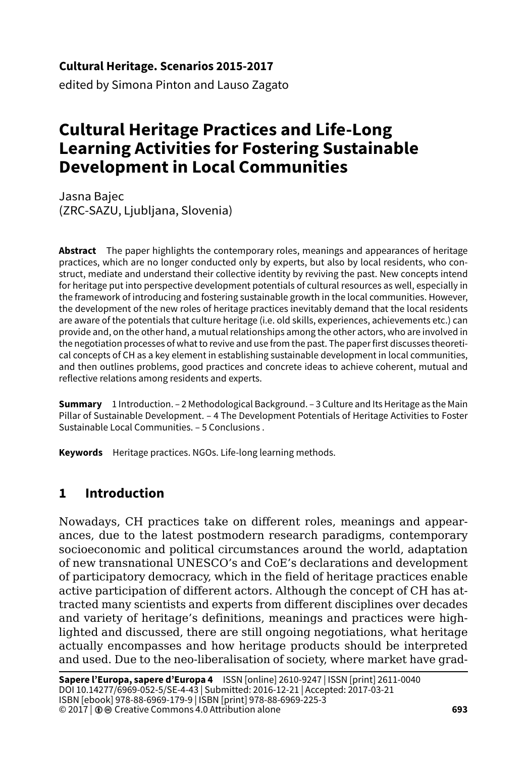**Cultural Heritage. Scenarios 2015-2017**
edited by Simona Pinton and Lauso Zagato

# Cultural Heritage Practices and Life-Long Learning Activities for Fostering Sustainable Development in Local Communities

Jasna Bajec
(ZRC-SAZU, Ljubljana, Slovenia)

**Abstract** The paper highlights the contemporary roles, meanings and appearances of heritage practices, which are no longer conducted only by experts, but also by local residents, who construct, mediate and understand their collective identity by reviving the past. New concepts intend for heritage put into perspective development potentials of cultural resources as well, especially in the framework of introducing and fostering sustainable growth in the local communities. However, the development of the new roles of heritage practices inevitably demand that the local residents are aware of the potentials that culture heritage (i.e. old skills, experiences, achievements etc.) can provide and, on the other hand, a mutual relationships among the other actors, who are involved in the negotiation processes of what to revive and use from the past. The paper first discusses theoretical concepts of CH as a key element in establishing sustainable development in local communities, and then outlines problems, good practices and concrete ideas to achieve coherent, mutual and reflective relations among residents and experts.

**Summary** 1 Introduction. – 2 Methodological Background. – 3 Culture and Its Heritage as the Main Pillar of Sustainable Development. – 4 The Development Potentials of Heritage Activities to Foster Sustainable Local Communities. – 5 Conclusions .

**Keywords** Heritage practices. NGOs. Life-long learning methods.

## 1 Introduction

Nowadays, CH practices take on different roles, meanings and appearances, due to the latest postmodern research paradigms, contemporary socioeconomic and political circumstances around the world, adaptation of new transnational UNESCO's and CoE's declarations and development of participatory democracy, which in the field of heritage practices enable active participation of different actors. Although the concept of CH has attracted many scientists and experts from different disciplines over decades and variety of heritage's definitions, meanings and practices were highlighted and discussed, there are still ongoing negotiations, what heritage actually encompasses and how heritage products should be interpreted and used. Due to the neo-liberalisation of society, where market have grad-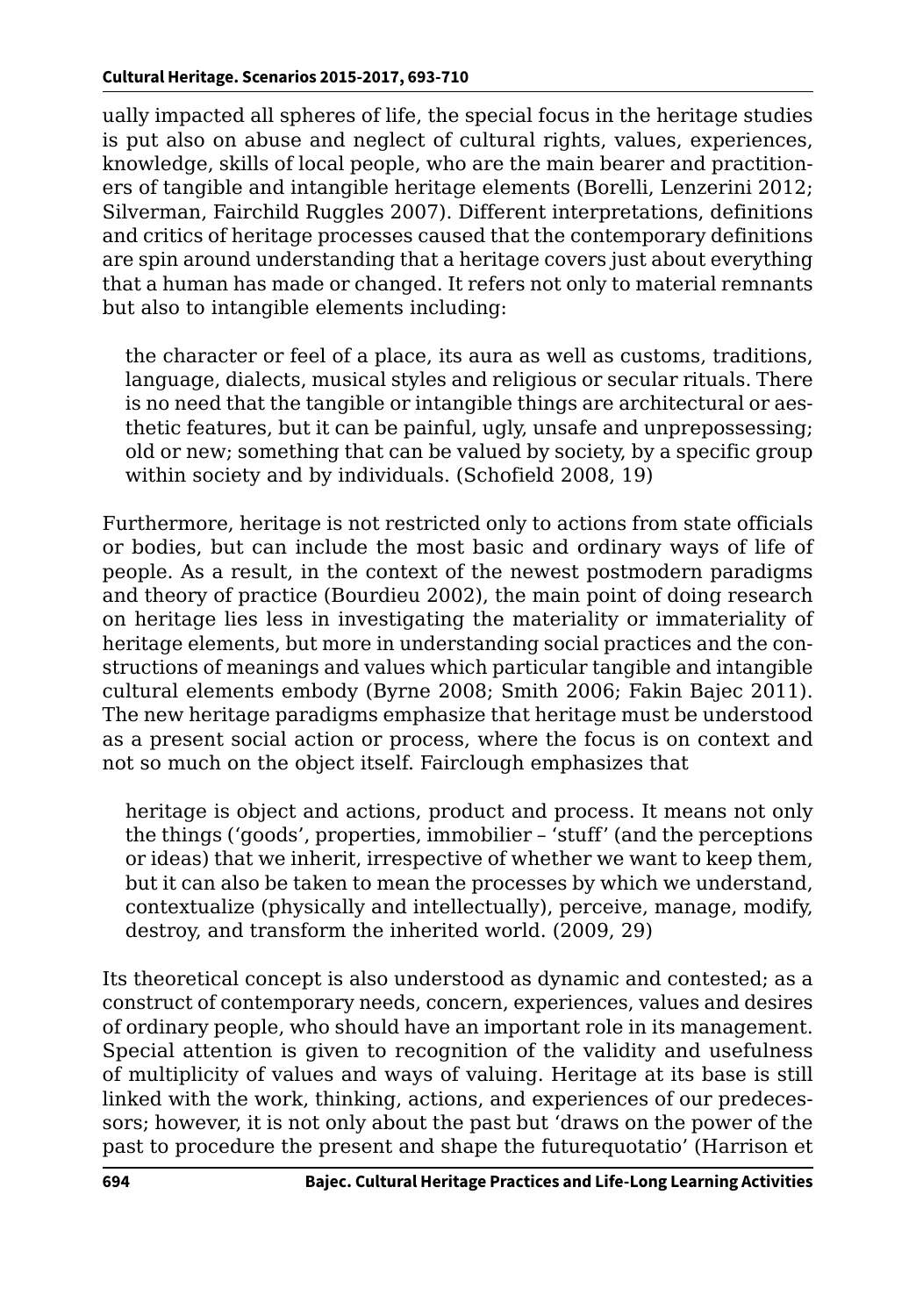ually impacted all spheres of life, the special focus in the heritage studies is put also on abuse and neglect of cultural rights, values, experiences, knowledge, skills of local people, who are the main bearer and practitioners of tangible and intangible heritage elements (Borelli, Lenzerini 2012; Silverman, Fairchild Ruggles 2007). Different interpretations, definitions and critics of heritage processes caused that the contemporary definitions are spin around understanding that a heritage covers just about everything that a human has made or changed. It refers not only to material remnants but also to intangible elements including:

> the character or feel of a place, its aura as well as customs, traditions, language, dialects, musical styles and religious or secular rituals. There is no need that the tangible or intangible things are architectural or aesthetic features, but it can be painful, ugly, unsafe and unprepossessing; old or new; something that can be valued by society, by a specific group within society and by individuals. (Schofield 2008, 19)

Furthermore, heritage is not restricted only to actions from state officials or bodies, but can include the most basic and ordinary ways of life of people. As a result, in the context of the newest postmodern paradigms and theory of practice (Bourdieu 2002), the main point of doing research on heritage lies less in investigating the materiality or immateriality of heritage elements, but more in understanding social practices and the constructions of meanings and values which particular tangible and intangible cultural elements embody (Byrne 2008; Smith 2006; Fakin Bajec 2011). The new heritage paradigms emphasize that heritage must be understood as a present social action or process, where the focus is on context and not so much on the object itself. Fairclough emphasizes that

> heritage is object and actions, product and process. It means not only the things ('goods', properties, immobilier – 'stuff' (and the perceptions or ideas) that we inherit, irrespective of whether we want to keep them, but it can also be taken to mean the processes by which we understand, contextualize (physically and intellectually), perceive, manage, modify, destroy, and transform the inherited world. (2009, 29)

Its theoretical concept is also understood as dynamic and contested; as a construct of contemporary needs, concern, experiences, values and desires of ordinary people, who should have an important role in its management. Special attention is given to recognition of the validity and usefulness of multiplicity of values and ways of valuing. Heritage at its base is still linked with the work, thinking, actions, and experiences of our predecessors; however, it is not only about the past but 'draws on the power of the past to procedure the present and shape the futurequotatio' (Harrison et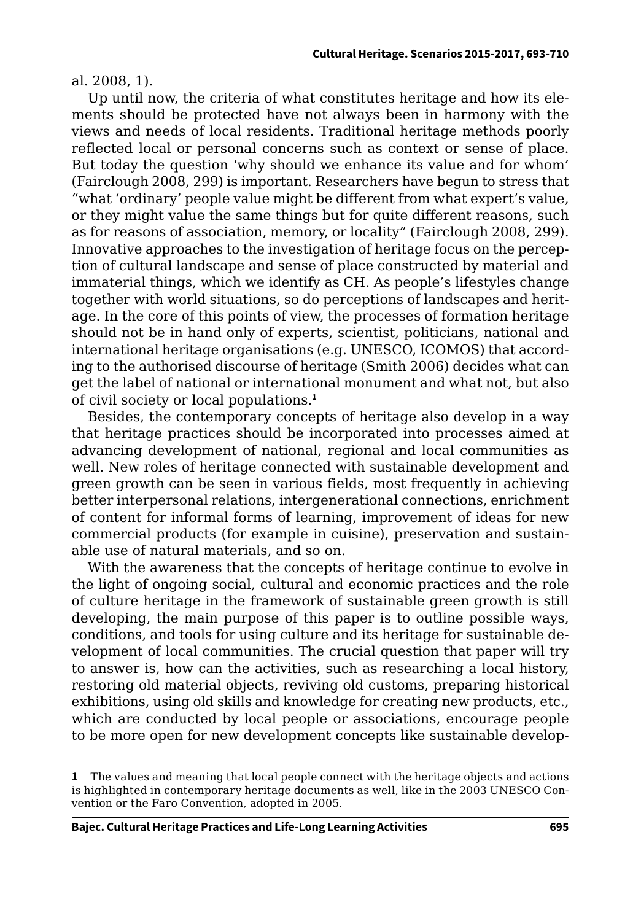al. 2008, 1).

Up until now, the criteria of what constitutes heritage and how its elements should be protected have not always been in harmony with the views and needs of local residents. Traditional heritage methods poorly reflected local or personal concerns such as context or sense of place. But today the question 'why should we enhance its value and for whom' (Fairclough 2008, 299) is important. Researchers have begun to stress that "what 'ordinary' people value might be different from what expert's value, or they might value the same things but for quite different reasons, such as for reasons of association, memory, or locality" (Fairclough 2008, 299). Innovative approaches to the investigation of heritage focus on the perception of cultural landscape and sense of place constructed by material and immaterial things, which we identify as CH. As people's lifestyles change together with world situations, so do perceptions of landscapes and heritage. In the core of this points of view, the processes of formation heritage should not be in hand only of experts, scientist, politicians, national and international heritage organisations (e.g. UNESCO, ICOMOS) that according to the authorised discourse of heritage (Smith 2006) decides what can get the label of national or international monument and what not, but also of civil society or local populations.[1]

Besides, the contemporary concepts of heritage also develop in a way that heritage practices should be incorporated into processes aimed at advancing development of national, regional and local communities as well. New roles of heritage connected with sustainable development and green growth can be seen in various fields, most frequently in achieving better interpersonal relations, intergenerational connections, enrichment of content for informal forms of learning, improvement of ideas for new commercial products (for example in cuisine), preservation and sustainable use of natural materials, and so on.

With the awareness that the concepts of heritage continue to evolve in the light of ongoing social, cultural and economic practices and the role of culture heritage in the framework of sustainable green growth is still developing, the main purpose of this paper is to outline possible ways, conditions, and tools for using culture and its heritage for sustainable development of local communities. The crucial question that paper will try to answer is, how can the activities, such as researching a local history, restoring old material objects, reviving old customs, preparing historical exhibitions, using old skills and knowledge for creating new products, etc., which are conducted by local people or associations, encourage people to be more open for new development concepts like sustainable develop-

1 The values and meaning that local people connect with the heritage objects and actions is highlighted in contemporary heritage documents as well, like in the 2003 UNESCO Convention or the Faro Convention, adopted in 2005.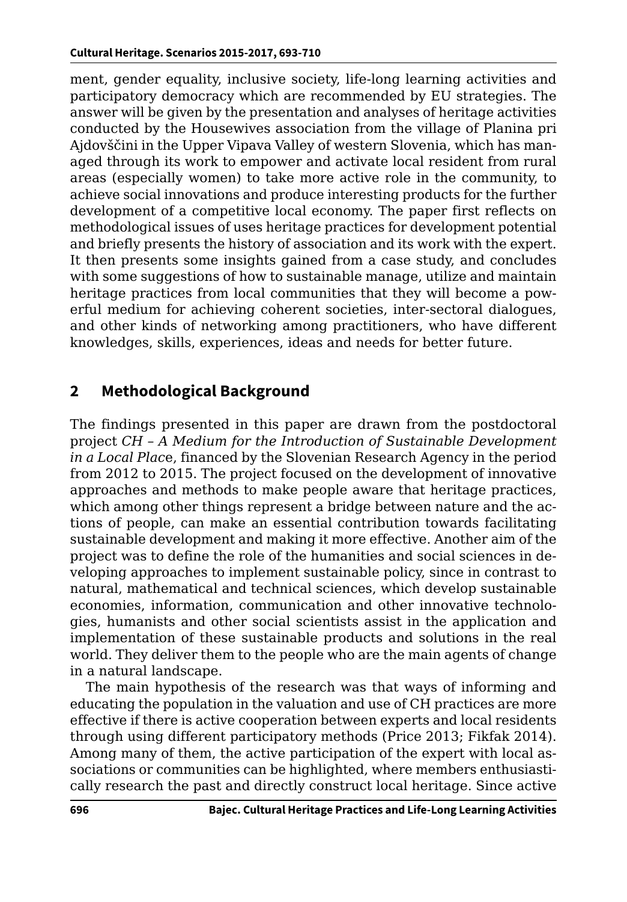ment, gender equality, inclusive society, life-long learning activities and participatory democracy which are recommended by EU strategies. The answer will be given by the presentation and analyses of heritage activities conducted by the Housewives association from the village of Planina pri Ajdovščini in the Upper Vipava Valley of western Slovenia, which has managed through its work to empower and activate local resident from rural areas (especially women) to take more active role in the community, to achieve social innovations and produce interesting products for the further development of a competitive local economy. The paper first reflects on methodological issues of uses heritage practices for development potential and briefly presents the history of association and its work with the expert. It then presents some insights gained from a case study, and concludes with some suggestions of how to sustainable manage, utilize and maintain heritage practices from local communities that they will become a powerful medium for achieving coherent societies, inter-sectoral dialogues, and other kinds of networking among practitioners, who have different knowledges, skills, experiences, ideas and needs for better future.

## 2 Methodological Background

The findings presented in this paper are drawn from the postdoctoral project *CH – A Medium for the Introduction of Sustainable Development in a Local Place*, financed by the Slovenian Research Agency in the period from 2012 to 2015. The project focused on the development of innovative approaches and methods to make people aware that heritage practices, which among other things represent a bridge between nature and the actions of people, can make an essential contribution towards facilitating sustainable development and making it more effective. Another aim of the project was to define the role of the humanities and social sciences in developing approaches to implement sustainable policy, since in contrast to natural, mathematical and technical sciences, which develop sustainable economies, information, communication and other innovative technologies, humanists and other social scientists assist in the application and implementation of these sustainable products and solutions in the real world. They deliver them to the people who are the main agents of change in a natural landscape.

The main hypothesis of the research was that ways of informing and educating the population in the valuation and use of CH practices are more effective if there is active cooperation between experts and local residents through using different participatory methods (Price 2013; Fikfak 2014). Among many of them, the active participation of the expert with local associations or communities can be highlighted, where members enthusiastically research the past and directly construct local heritage. Since active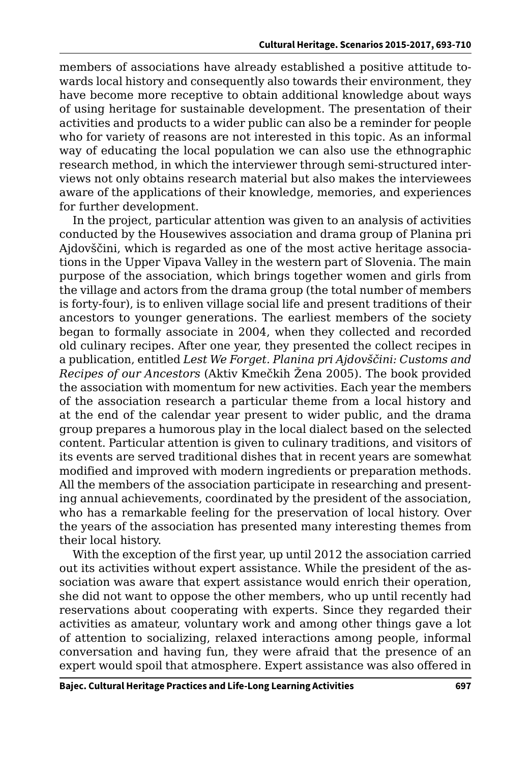members of associations have already established a positive attitude towards local history and consequently also towards their environment, they have become more receptive to obtain additional knowledge about ways of using heritage for sustainable development. The presentation of their activities and products to a wider public can also be a reminder for people who for variety of reasons are not interested in this topic. As an informal way of educating the local population we can also use the ethnographic research method, in which the interviewer through semi-structured interviews not only obtains research material but also makes the interviewees aware of the applications of their knowledge, memories, and experiences for further development.

In the project, particular attention was given to an analysis of activities conducted by the Housewives association and drama group of Planina pri Ajdovščini, which is regarded as one of the most active heritage associations in the Upper Vipava Valley in the western part of Slovenia. The main purpose of the association, which brings together women and girls from the village and actors from the drama group (the total number of members is forty-four), is to enliven village social life and present traditions of their ancestors to younger generations. The earliest members of the society began to formally associate in 2004, when they collected and recorded old culinary recipes. After one year, they presented the collect recipes in a publication, entitled *Lest We Forget. Planina pri Ajdovščini: Customs and Recipes of our Ancestors* (Aktiv Kmečkih Žena 2005). The book provided the association with momentum for new activities. Each year the members of the association research a particular theme from a local history and at the end of the calendar year present to wider public, and the drama group prepares a humorous play in the local dialect based on the selected content. Particular attention is given to culinary traditions, and visitors of its events are served traditional dishes that in recent years are somewhat modified and improved with modern ingredients or preparation methods. All the members of the association participate in researching and presenting annual achievements, coordinated by the president of the association, who has a remarkable feeling for the preservation of local history. Over the years of the association has presented many interesting themes from their local history.

With the exception of the first year, up until 2012 the association carried out its activities without expert assistance. While the president of the association was aware that expert assistance would enrich their operation, she did not want to oppose the other members, who up until recently had reservations about cooperating with experts. Since they regarded their activities as amateur, voluntary work and among other things gave a lot of attention to socializing, relaxed interactions among people, informal conversation and having fun, they were afraid that the presence of an expert would spoil that atmosphere. Expert assistance was also offered in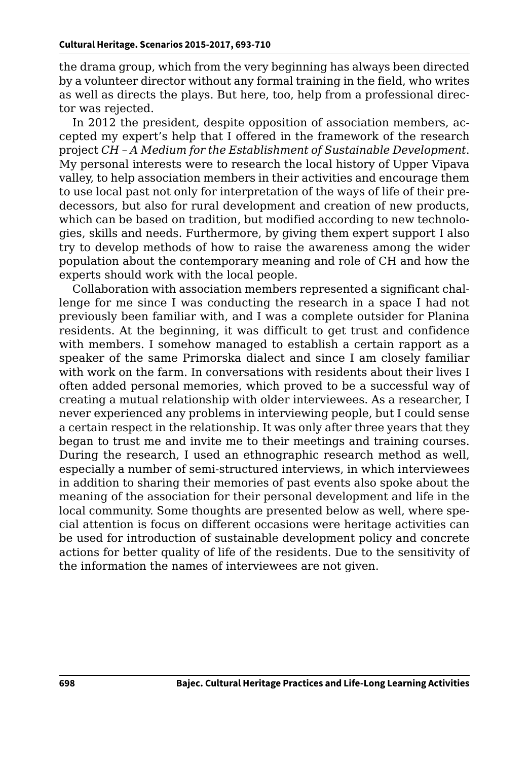the drama group, which from the very beginning has always been directed by a volunteer director without any formal training in the field, who writes as well as directs the plays. But here, too, help from a professional director was rejected.

In 2012 the president, despite opposition of association members, accepted my expert's help that I offered in the framework of the research project *CH – A Medium for the Establishment of Sustainable Development*. My personal interests were to research the local history of Upper Vipava valley, to help association members in their activities and encourage them to use local past not only for interpretation of the ways of life of their predecessors, but also for rural development and creation of new products, which can be based on tradition, but modified according to new technologies, skills and needs. Furthermore, by giving them expert support I also try to develop methods of how to raise the awareness among the wider population about the contemporary meaning and role of CH and how the experts should work with the local people.

Collaboration with association members represented a significant challenge for me since I was conducting the research in a space I had not previously been familiar with, and I was a complete outsider for Planina residents. At the beginning, it was difficult to get trust and confidence with members. I somehow managed to establish a certain rapport as a speaker of the same Primorska dialect and since I am closely familiar with work on the farm. In conversations with residents about their lives I often added personal memories, which proved to be a successful way of creating a mutual relationship with older interviewees. As a researcher, I never experienced any problems in interviewing people, but I could sense a certain respect in the relationship. It was only after three years that they began to trust me and invite me to their meetings and training courses. During the research, I used an ethnographic research method as well, especially a number of semi-structured interviews, in which interviewees in addition to sharing their memories of past events also spoke about the meaning of the association for their personal development and life in the local community. Some thoughts are presented below as well, where special attention is focus on different occasions were heritage activities can be used for introduction of sustainable development policy and concrete actions for better quality of life of the residents. Due to the sensitivity of the information the names of interviewees are not given.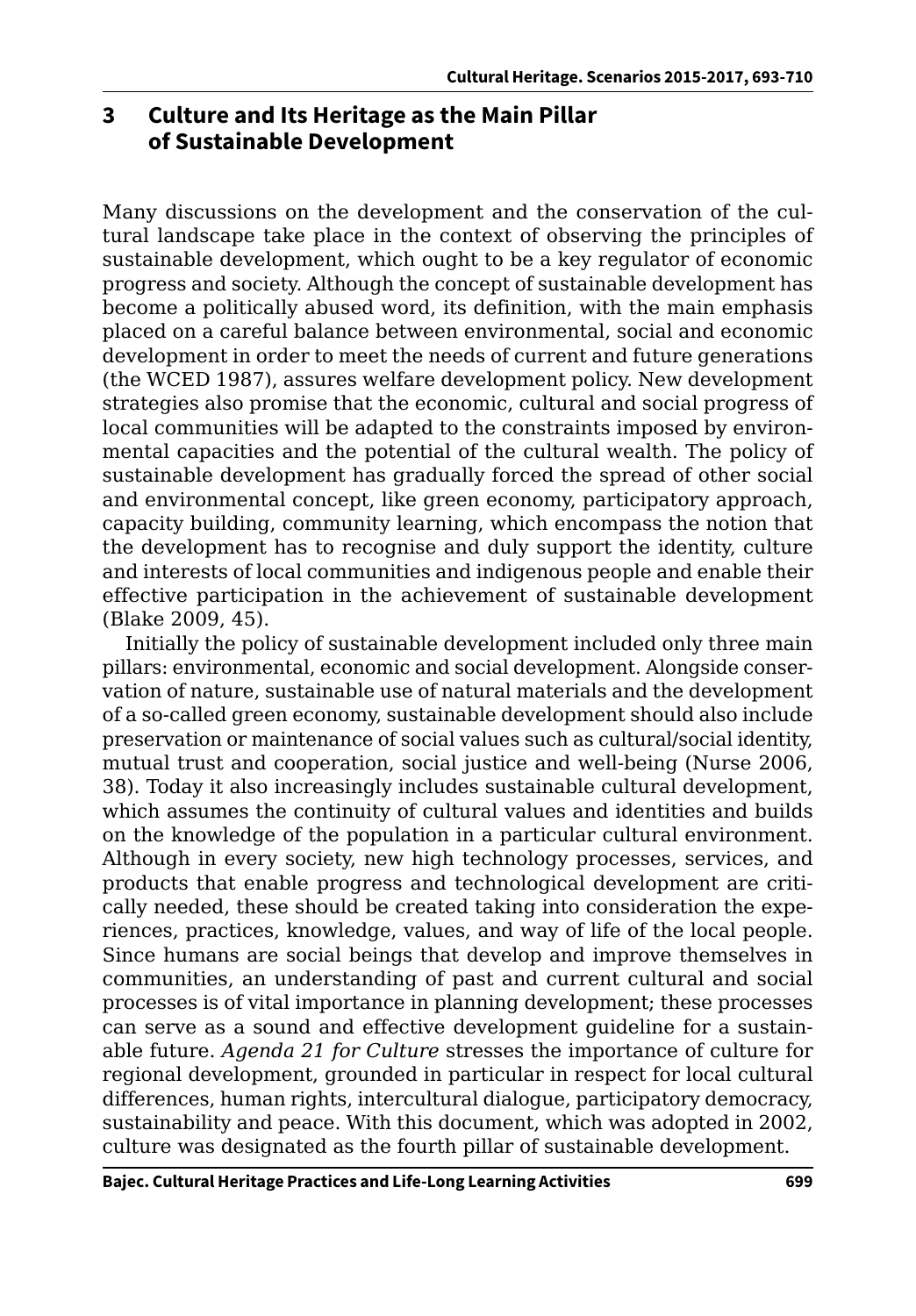## 3 Culture and Its Heritage as the Main Pillar of Sustainable Development

Many discussions on the development and the conservation of the cultural landscape take place in the context of observing the principles of sustainable development, which ought to be a key regulator of economic progress and society. Although the concept of sustainable development has become a politically abused word, its definition, with the main emphasis placed on a careful balance between environmental, social and economic development in order to meet the needs of current and future generations (the WCED 1987), assures welfare development policy. New development strategies also promise that the economic, cultural and social progress of local communities will be adapted to the constraints imposed by environmental capacities and the potential of the cultural wealth. The policy of sustainable development has gradually forced the spread of other social and environmental concept, like green economy, participatory approach, capacity building, community learning, which encompass the notion that the development has to recognise and duly support the identity, culture and interests of local communities and indigenous people and enable their effective participation in the achievement of sustainable development (Blake 2009, 45).

Initially the policy of sustainable development included only three main pillars: environmental, economic and social development. Alongside conservation of nature, sustainable use of natural materials and the development of a so-called green economy, sustainable development should also include preservation or maintenance of social values such as cultural/social identity, mutual trust and cooperation, social justice and well-being (Nurse 2006, 38). Today it also increasingly includes sustainable cultural development, which assumes the continuity of cultural values and identities and builds on the knowledge of the population in a particular cultural environment. Although in every society, new high technology processes, services, and products that enable progress and technological development are critically needed, these should be created taking into consideration the experiences, practices, knowledge, values, and way of life of the local people. Since humans are social beings that develop and improve themselves in communities, an understanding of past and current cultural and social processes is of vital importance in planning development; these processes can serve as a sound and effective development guideline for a sustainable future. *Agenda 21 for Culture* stresses the importance of culture for regional development, grounded in particular in respect for local cultural differences, human rights, intercultural dialogue, participatory democracy, sustainability and peace. With this document, which was adopted in 2002, culture was designated as the fourth pillar of sustainable development.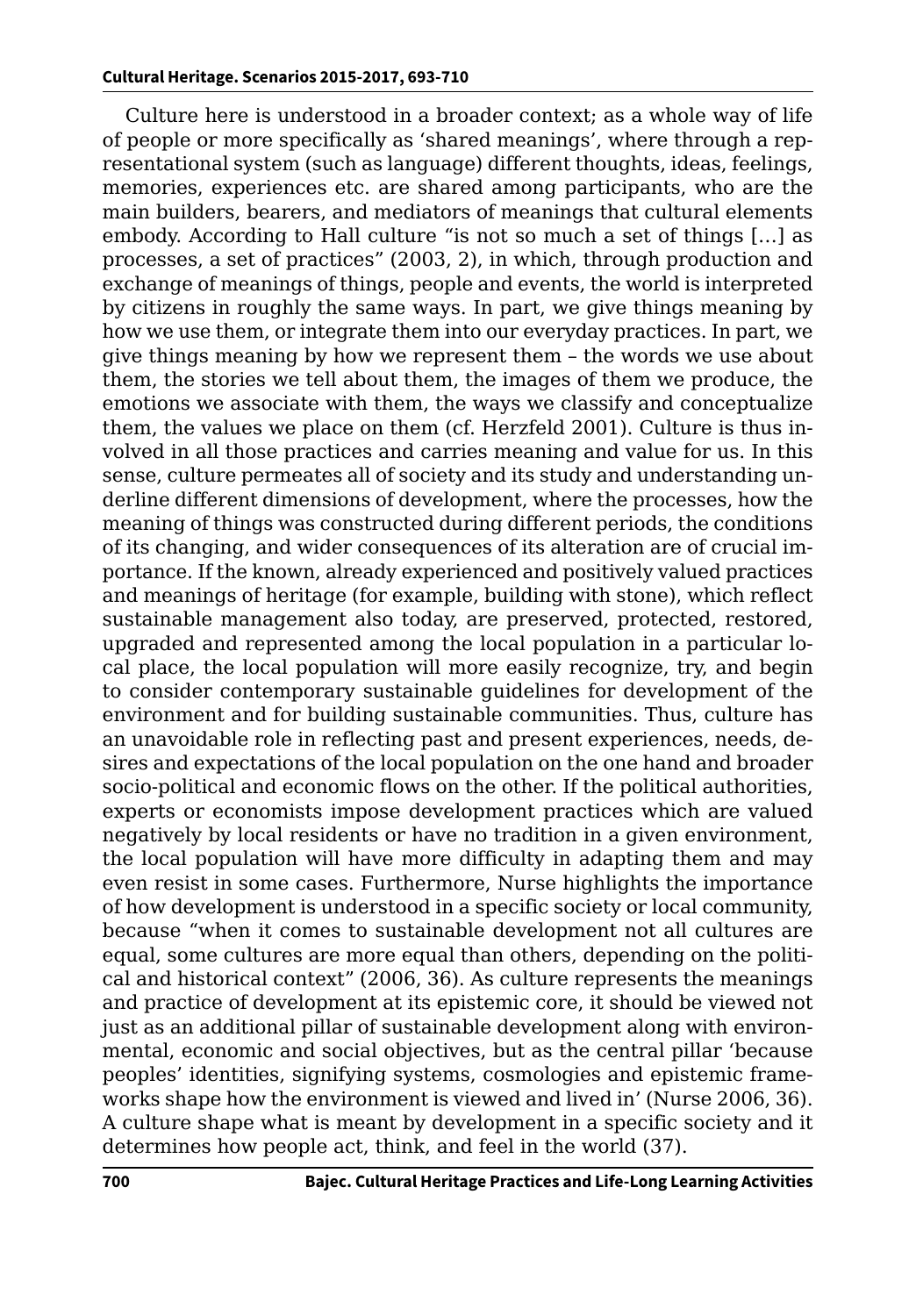Culture here is understood in a broader context; as a whole way of life of people or more specifically as 'shared meanings', where through a representational system (such as language) different thoughts, ideas, feelings, memories, experiences etc. are shared among participants, who are the main builders, bearers, and mediators of meanings that cultural elements embody. According to Hall culture "is not so much a set of things […] as processes, a set of practices" (2003, 2), in which, through production and exchange of meanings of things, people and events, the world is interpreted by citizens in roughly the same ways. In part, we give things meaning by how we use them, or integrate them into our everyday practices. In part, we give things meaning by how we represent them – the words we use about them, the stories we tell about them, the images of them we produce, the emotions we associate with them, the ways we classify and conceptualize them, the values we place on them (cf. Herzfeld 2001). Culture is thus involved in all those practices and carries meaning and value for us. In this sense, culture permeates all of society and its study and understanding underline different dimensions of development, where the processes, how the meaning of things was constructed during different periods, the conditions of its changing, and wider consequences of its alteration are of crucial importance. If the known, already experienced and positively valued practices and meanings of heritage (for example, building with stone), which reflect sustainable management also today, are preserved, protected, restored, upgraded and represented among the local population in a particular local place, the local population will more easily recognize, try, and begin to consider contemporary sustainable guidelines for development of the environment and for building sustainable communities. Thus, culture has an unavoidable role in reflecting past and present experiences, needs, desires and expectations of the local population on the one hand and broader socio-political and economic flows on the other. If the political authorities, experts or economists impose development practices which are valued negatively by local residents or have no tradition in a given environment, the local population will have more difficulty in adapting them and may even resist in some cases. Furthermore, Nurse highlights the importance of how development is understood in a specific society or local community, because "when it comes to sustainable development not all cultures are equal, some cultures are more equal than others, depending on the political and historical context" (2006, 36). As culture represents the meanings and practice of development at its epistemic core, it should be viewed not just as an additional pillar of sustainable development along with environmental, economic and social objectives, but as the central pillar 'because peoples' identities, signifying systems, cosmologies and epistemic frameworks shape how the environment is viewed and lived in' (Nurse 2006, 36). A culture shape what is meant by development in a specific society and it determines how people act, think, and feel in the world (37).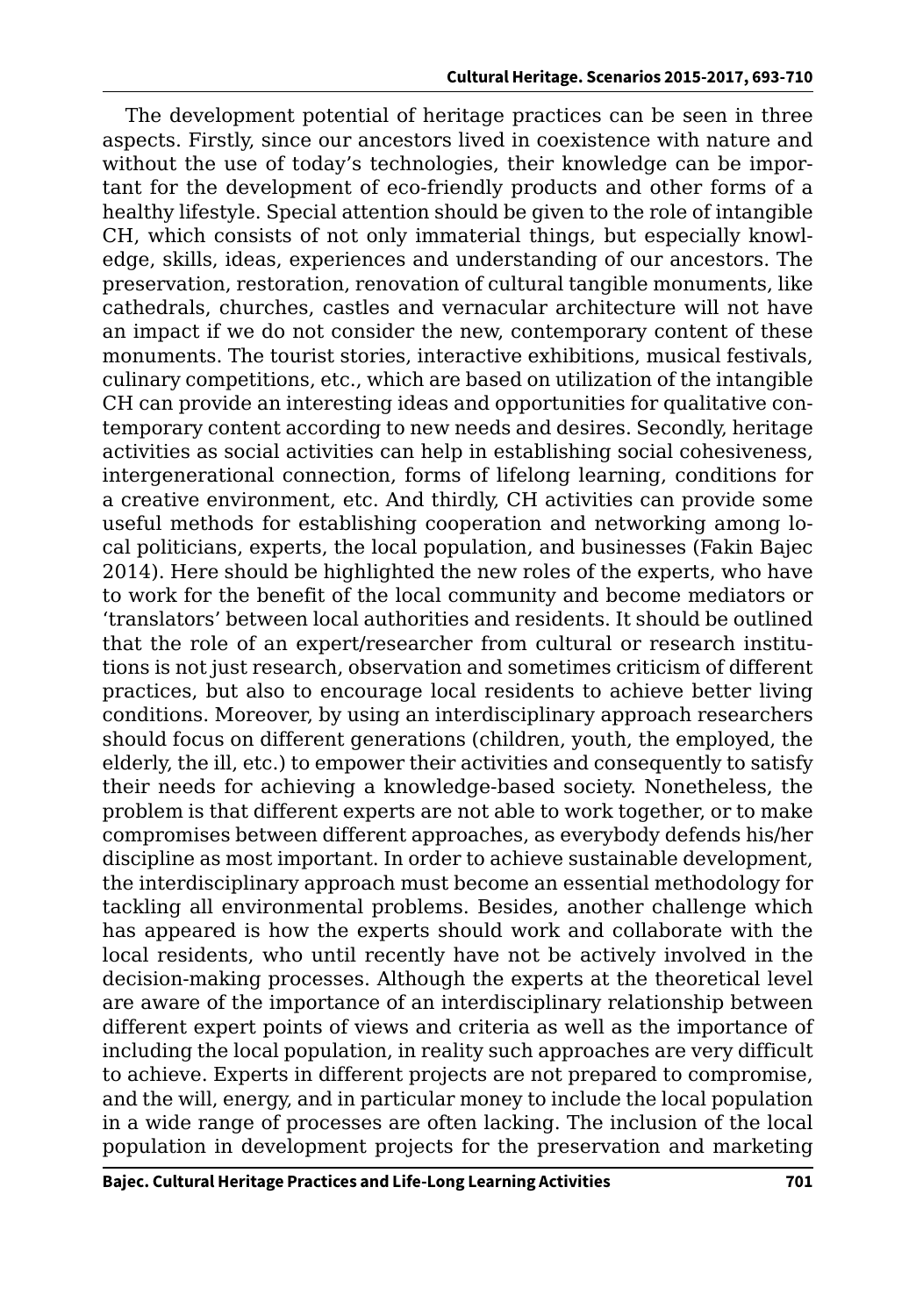The development potential of heritage practices can be seen in three aspects. Firstly, since our ancestors lived in coexistence with nature and without the use of today's technologies, their knowledge can be important for the development of eco-friendly products and other forms of a healthy lifestyle. Special attention should be given to the role of intangible CH, which consists of not only immaterial things, but especially knowledge, skills, ideas, experiences and understanding of our ancestors. The preservation, restoration, renovation of cultural tangible monuments, like cathedrals, churches, castles and vernacular architecture will not have an impact if we do not consider the new, contemporary content of these monuments. The tourist stories, interactive exhibitions, musical festivals, culinary competitions, etc., which are based on utilization of the intangible CH can provide an interesting ideas and opportunities for qualitative contemporary content according to new needs and desires. Secondly, heritage activities as social activities can help in establishing social cohesiveness, intergenerational connection, forms of lifelong learning, conditions for a creative environment, etc. And thirdly, CH activities can provide some useful methods for establishing cooperation and networking among local politicians, experts, the local population, and businesses (Fakin Bajec 2014). Here should be highlighted the new roles of the experts, who have to work for the benefit of the local community and become mediators or 'translators' between local authorities and residents. It should be outlined that the role of an expert/researcher from cultural or research institutions is not just research, observation and sometimes criticism of different practices, but also to encourage local residents to achieve better living conditions. Moreover, by using an interdisciplinary approach researchers should focus on different generations (children, youth, the employed, the elderly, the ill, etc.) to empower their activities and consequently to satisfy their needs for achieving a knowledge-based society. Nonetheless, the problem is that different experts are not able to work together, or to make compromises between different approaches, as everybody defends his/her discipline as most important. In order to achieve sustainable development, the interdisciplinary approach must become an essential methodology for tackling all environmental problems. Besides, another challenge which has appeared is how the experts should work and collaborate with the local residents, who until recently have not be actively involved in the decision-making processes. Although the experts at the theoretical level are aware of the importance of an interdisciplinary relationship between different expert points of views and criteria as well as the importance of including the local population, in reality such approaches are very difficult to achieve. Experts in different projects are not prepared to compromise, and the will, energy, and in particular money to include the local population in a wide range of processes are often lacking. The inclusion of the local population in development projects for the preservation and marketing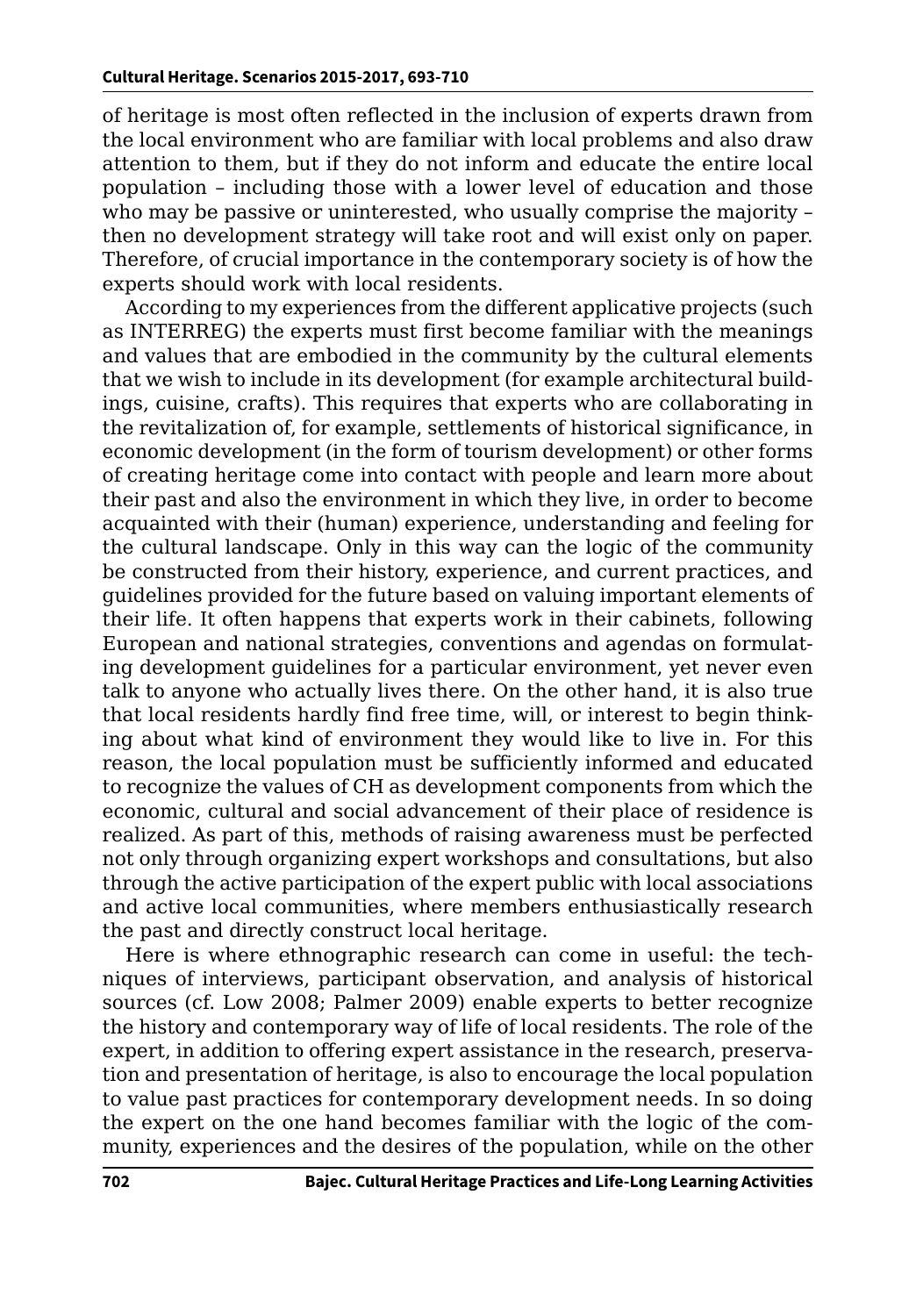of heritage is most often reflected in the inclusion of experts drawn from the local environment who are familiar with local problems and also draw attention to them, but if they do not inform and educate the entire local population – including those with a lower level of education and those who may be passive or uninterested, who usually comprise the majority – then no development strategy will take root and will exist only on paper. Therefore, of crucial importance in the contemporary society is of how the experts should work with local residents.

According to my experiences from the different applicative projects (such as INTERREG) the experts must first become familiar with the meanings and values that are embodied in the community by the cultural elements that we wish to include in its development (for example architectural buildings, cuisine, crafts). This requires that experts who are collaborating in the revitalization of, for example, settlements of historical significance, in economic development (in the form of tourism development) or other forms of creating heritage come into contact with people and learn more about their past and also the environment in which they live, in order to become acquainted with their (human) experience, understanding and feeling for the cultural landscape. Only in this way can the logic of the community be constructed from their history, experience, and current practices, and guidelines provided for the future based on valuing important elements of their life. It often happens that experts work in their cabinets, following European and national strategies, conventions and agendas on formulating development guidelines for a particular environment, yet never even talk to anyone who actually lives there. On the other hand, it is also true that local residents hardly find free time, will, or interest to begin thinking about what kind of environment they would like to live in. For this reason, the local population must be sufficiently informed and educated to recognize the values of CH as development components from which the economic, cultural and social advancement of their place of residence is realized. As part of this, methods of raising awareness must be perfected not only through organizing expert workshops and consultations, but also through the active participation of the expert public with local associations and active local communities, where members enthusiastically research the past and directly construct local heritage.

Here is where ethnographic research can come in useful: the techniques of interviews, participant observation, and analysis of historical sources (cf. Low 2008; Palmer 2009) enable experts to better recognize the history and contemporary way of life of local residents. The role of the expert, in addition to offering expert assistance in the research, preservation and presentation of heritage, is also to encourage the local population to value past practices for contemporary development needs. In so doing the expert on the one hand becomes familiar with the logic of the community, experiences and the desires of the population, while on the other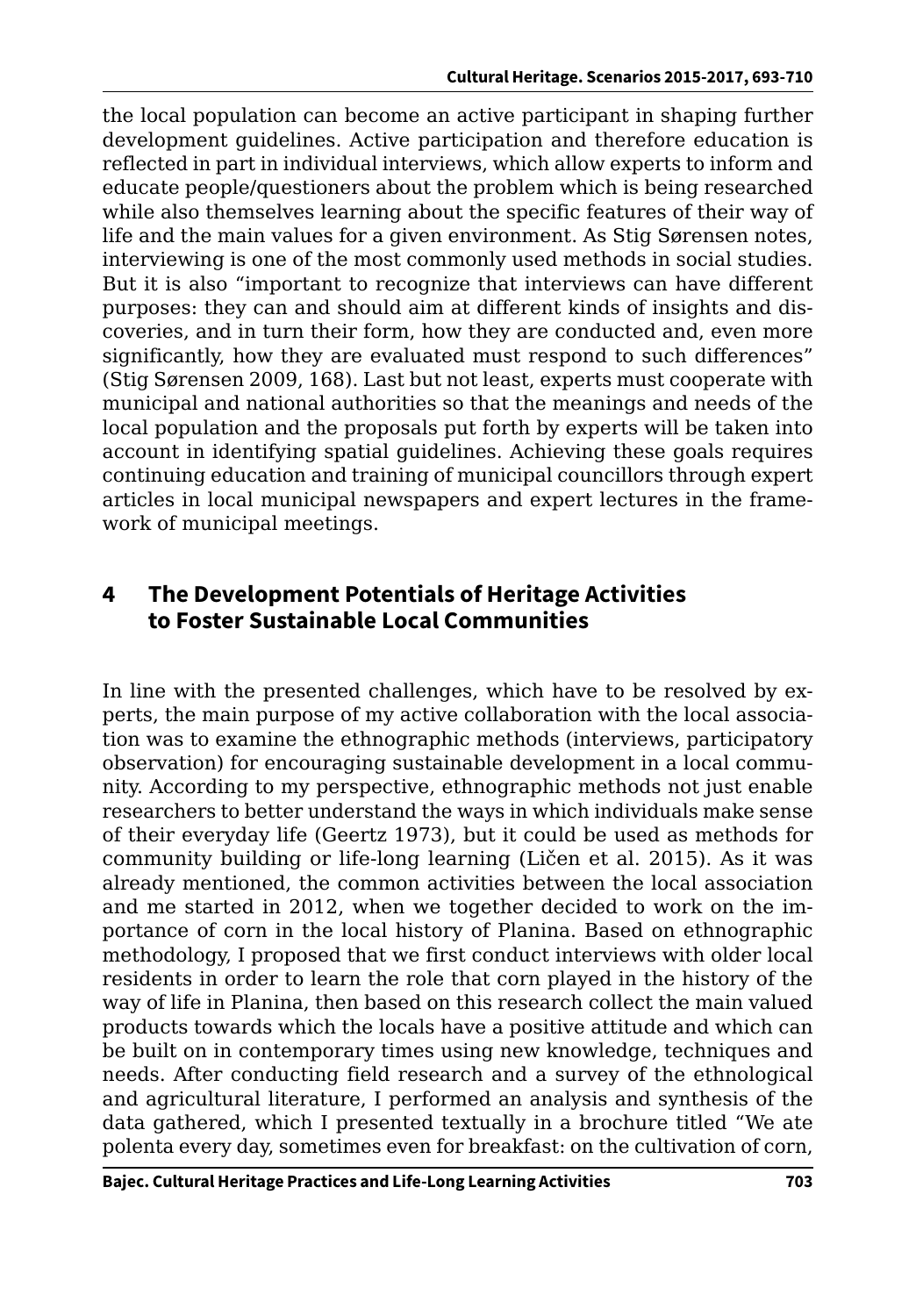the local population can become an active participant in shaping further development guidelines. Active participation and therefore education is reflected in part in individual interviews, which allow experts to inform and educate people/questioners about the problem which is being researched while also themselves learning about the specific features of their way of life and the main values for a given environment. As Stig Sørensen notes, interviewing is one of the most commonly used methods in social studies. But it is also "important to recognize that interviews can have different purposes: they can and should aim at different kinds of insights and discoveries, and in turn their form, how they are conducted and, even more significantly, how they are evaluated must respond to such differences" (Stig Sørensen 2009, 168). Last but not least, experts must cooperate with municipal and national authorities so that the meanings and needs of the local population and the proposals put forth by experts will be taken into account in identifying spatial guidelines. Achieving these goals requires continuing education and training of municipal councillors through expert articles in local municipal newspapers and expert lectures in the framework of municipal meetings.

## 4 The Development Potentials of Heritage Activities to Foster Sustainable Local Communities

In line with the presented challenges, which have to be resolved by experts, the main purpose of my active collaboration with the local association was to examine the ethnographic methods (interviews, participatory observation) for encouraging sustainable development in a local community. According to my perspective, ethnographic methods not just enable researchers to better understand the ways in which individuals make sense of their everyday life (Geertz 1973), but it could be used as methods for community building or life-long learning (Ličen et al. 2015). As it was already mentioned, the common activities between the local association and me started in 2012, when we together decided to work on the importance of corn in the local history of Planina. Based on ethnographic methodology, I proposed that we first conduct interviews with older local residents in order to learn the role that corn played in the history of the way of life in Planina, then based on this research collect the main valued products towards which the locals have a positive attitude and which can be built on in contemporary times using new knowledge, techniques and needs. After conducting field research and a survey of the ethnological and agricultural literature, I performed an analysis and synthesis of the data gathered, which I presented textually in a brochure titled "We ate polenta every day, sometimes even for breakfast: on the cultivation of corn,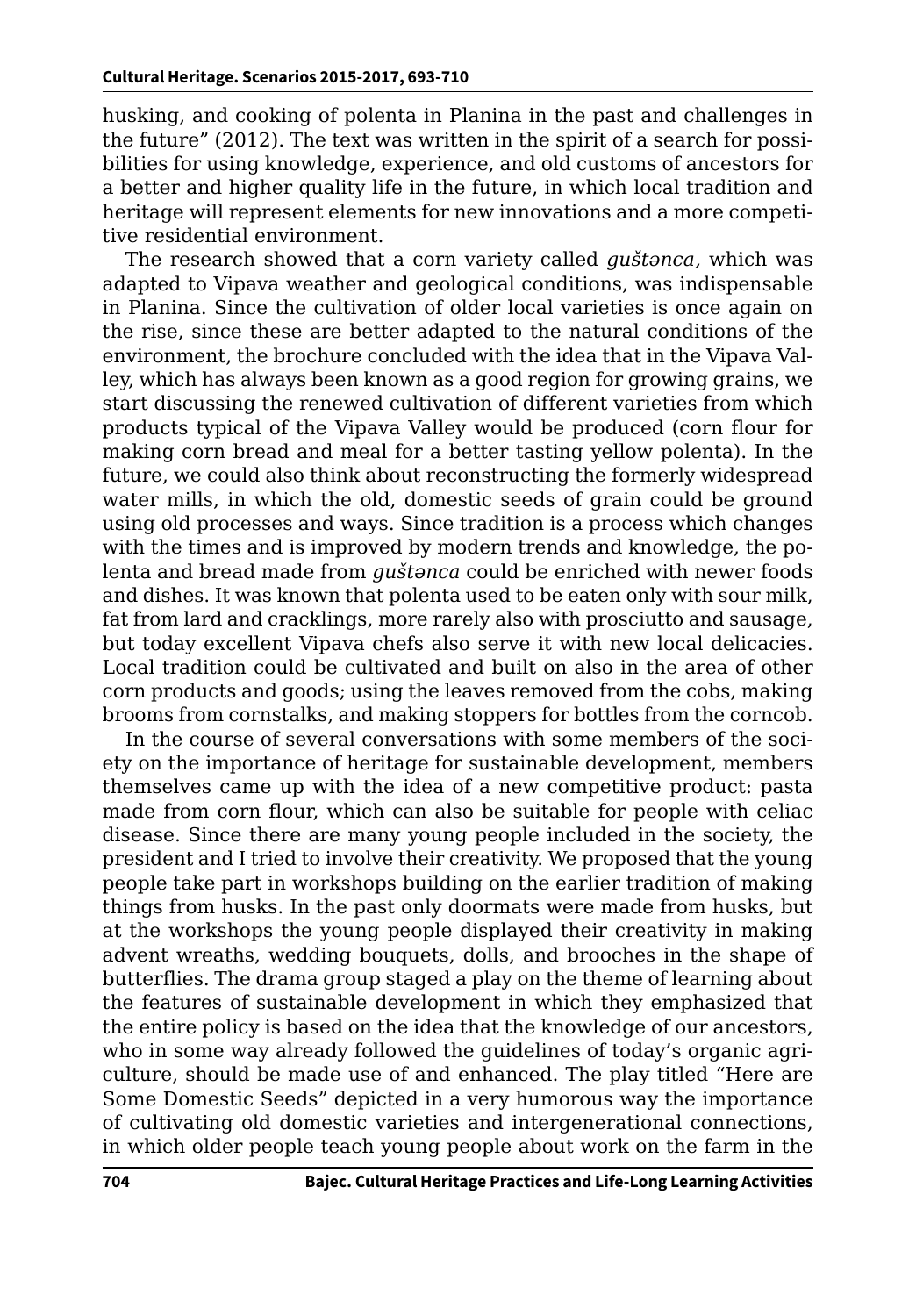husking, and cooking of polenta in Planina in the past and challenges in the future" (2012). The text was written in the spirit of a search for possibilities for using knowledge, experience, and old customs of ancestors for a better and higher quality life in the future, in which local tradition and heritage will represent elements for new innovations and a more competitive residential environment.

The research showed that a corn variety called *guštənca,* which was adapted to Vipava weather and geological conditions, was indispensable in Planina. Since the cultivation of older local varieties is once again on the rise, since these are better adapted to the natural conditions of the environment, the brochure concluded with the idea that in the Vipava Valley, which has always been known as a good region for growing grains, we start discussing the renewed cultivation of different varieties from which products typical of the Vipava Valley would be produced (corn flour for making corn bread and meal for a better tasting yellow polenta). In the future, we could also think about reconstructing the formerly widespread water mills, in which the old, domestic seeds of grain could be ground using old processes and ways. Since tradition is a process which changes with the times and is improved by modern trends and knowledge, the polenta and bread made from *guštənca* could be enriched with newer foods and dishes. It was known that polenta used to be eaten only with sour milk, fat from lard and cracklings, more rarely also with prosciutto and sausage, but today excellent Vipava chefs also serve it with new local delicacies. Local tradition could be cultivated and built on also in the area of other corn products and goods; using the leaves removed from the cobs, making brooms from cornstalks, and making stoppers for bottles from the corncob.

In the course of several conversations with some members of the society on the importance of heritage for sustainable development, members themselves came up with the idea of a new competitive product: pasta made from corn flour, which can also be suitable for people with celiac disease. Since there are many young people included in the society, the president and I tried to involve their creativity. We proposed that the young people take part in workshops building on the earlier tradition of making things from husks. In the past only doormats were made from husks, but at the workshops the young people displayed their creativity in making advent wreaths, wedding bouquets, dolls, and brooches in the shape of butterflies. The drama group staged a play on the theme of learning about the features of sustainable development in which they emphasized that the entire policy is based on the idea that the knowledge of our ancestors, who in some way already followed the guidelines of today's organic agriculture, should be made use of and enhanced. The play titled "Here are Some Domestic Seeds" depicted in a very humorous way the importance of cultivating old domestic varieties and intergenerational connections, in which older people teach young people about work on the farm in the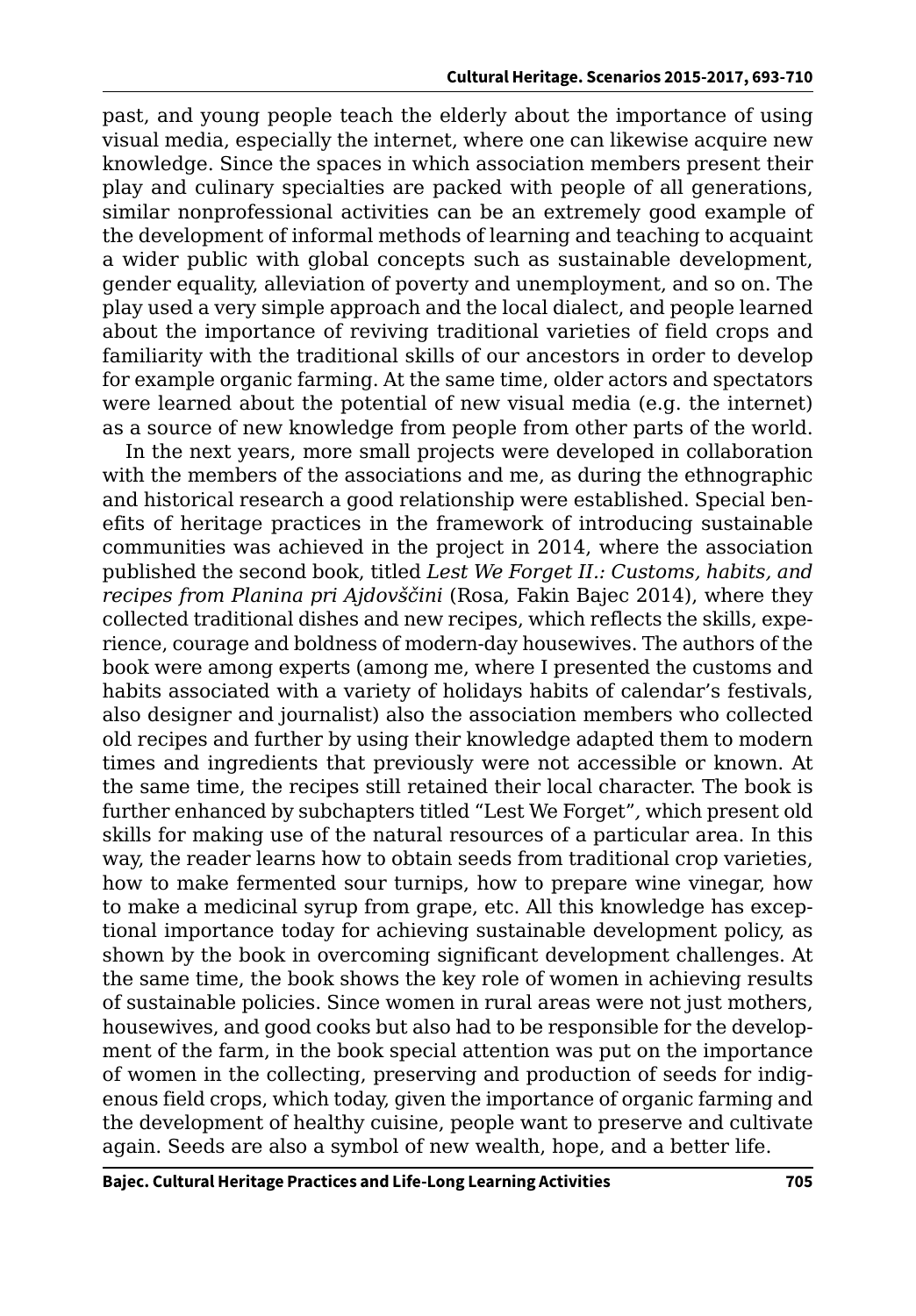past, and young people teach the elderly about the importance of using visual media, especially the internet, where one can likewise acquire new knowledge. Since the spaces in which association members present their play and culinary specialties are packed with people of all generations, similar nonprofessional activities can be an extremely good example of the development of informal methods of learning and teaching to acquaint a wider public with global concepts such as sustainable development, gender equality, alleviation of poverty and unemployment, and so on. The play used a very simple approach and the local dialect, and people learned about the importance of reviving traditional varieties of field crops and familiarity with the traditional skills of our ancestors in order to develop for example organic farming. At the same time, older actors and spectators were learned about the potential of new visual media (e.g. the internet) as a source of new knowledge from people from other parts of the world.

In the next years, more small projects were developed in collaboration with the members of the associations and me, as during the ethnographic and historical research a good relationship were established. Special benefits of heritage practices in the framework of introducing sustainable communities was achieved in the project in 2014, where the association published the second book, titled *Lest We Forget II.: Customs, habits, and recipes from Planina pri Ajdovščini* (Rosa, Fakin Bajec 2014), where they collected traditional dishes and new recipes, which reflects the skills, experience, courage and boldness of modern-day housewives. The authors of the book were among experts (among me, where I presented the customs and habits associated with a variety of holidays habits of calendar's festivals, also designer and journalist) also the association members who collected old recipes and further by using their knowledge adapted them to modern times and ingredients that previously were not accessible or known. At the same time, the recipes still retained their local character. The book is further enhanced by subchapters titled "Lest We Forget", which present old skills for making use of the natural resources of a particular area. In this way, the reader learns how to obtain seeds from traditional crop varieties, how to make fermented sour turnips, how to prepare wine vinegar, how to make a medicinal syrup from grape, etc. All this knowledge has exceptional importance today for achieving sustainable development policy, as shown by the book in overcoming significant development challenges. At the same time, the book shows the key role of women in achieving results of sustainable policies. Since women in rural areas were not just mothers, housewives, and good cooks but also had to be responsible for the development of the farm, in the book special attention was put on the importance of women in the collecting, preserving and production of seeds for indigenous field crops, which today, given the importance of organic farming and the development of healthy cuisine, people want to preserve and cultivate again. Seeds are also a symbol of new wealth, hope, and a better life.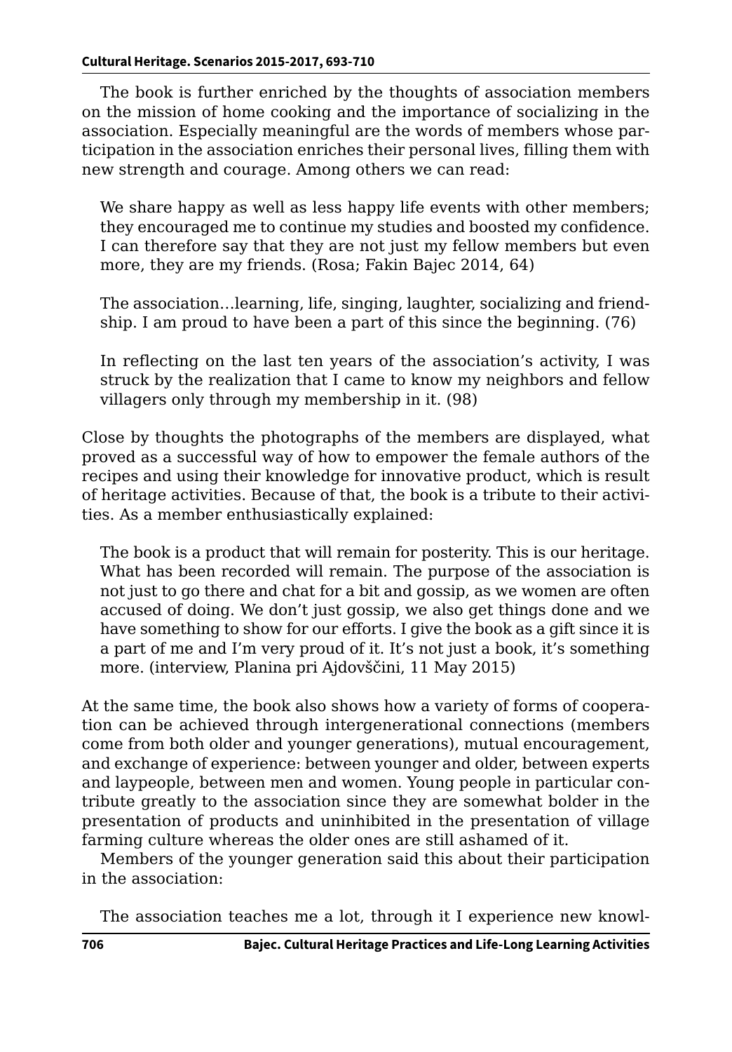The book is further enriched by the thoughts of association members on the mission of home cooking and the importance of socializing in the association. Especially meaningful are the words of members whose participation in the association enriches their personal lives, filling them with new strength and courage. Among others we can read:

> We share happy as well as less happy life events with other members; they encouraged me to continue my studies and boosted my confidence. I can therefore say that they are not just my fellow members but even more, they are my friends. (Rosa; Fakin Bajec 2014, 64)

> The association…learning, life, singing, laughter, socializing and friendship. I am proud to have been a part of this since the beginning. (76)

> In reflecting on the last ten years of the association's activity, I was struck by the realization that I came to know my neighbors and fellow villagers only through my membership in it. (98)

Close by thoughts the photographs of the members are displayed, what proved as a successful way of how to empower the female authors of the recipes and using their knowledge for innovative product, which is result of heritage activities. Because of that, the book is a tribute to their activities. As a member enthusiastically explained:

> The book is a product that will remain for posterity. This is our heritage. What has been recorded will remain. The purpose of the association is not just to go there and chat for a bit and gossip, as we women are often accused of doing. We don't just gossip, we also get things done and we have something to show for our efforts. I give the book as a gift since it is a part of me and I'm very proud of it. It's not just a book, it's something more. (interview, Planina pri Ajdovščini, 11 May 2015)

At the same time, the book also shows how a variety of forms of cooperation can be achieved through intergenerational connections (members come from both older and younger generations), mutual encouragement, and exchange of experience: between younger and older, between experts and laypeople, between men and women. Young people in particular contribute greatly to the association since they are somewhat bolder in the presentation of products and uninhibited in the presentation of village farming culture whereas the older ones are still ashamed of it.

Members of the younger generation said this about their participation in the association:

> The association teaches me a lot, through it I experience new knowl-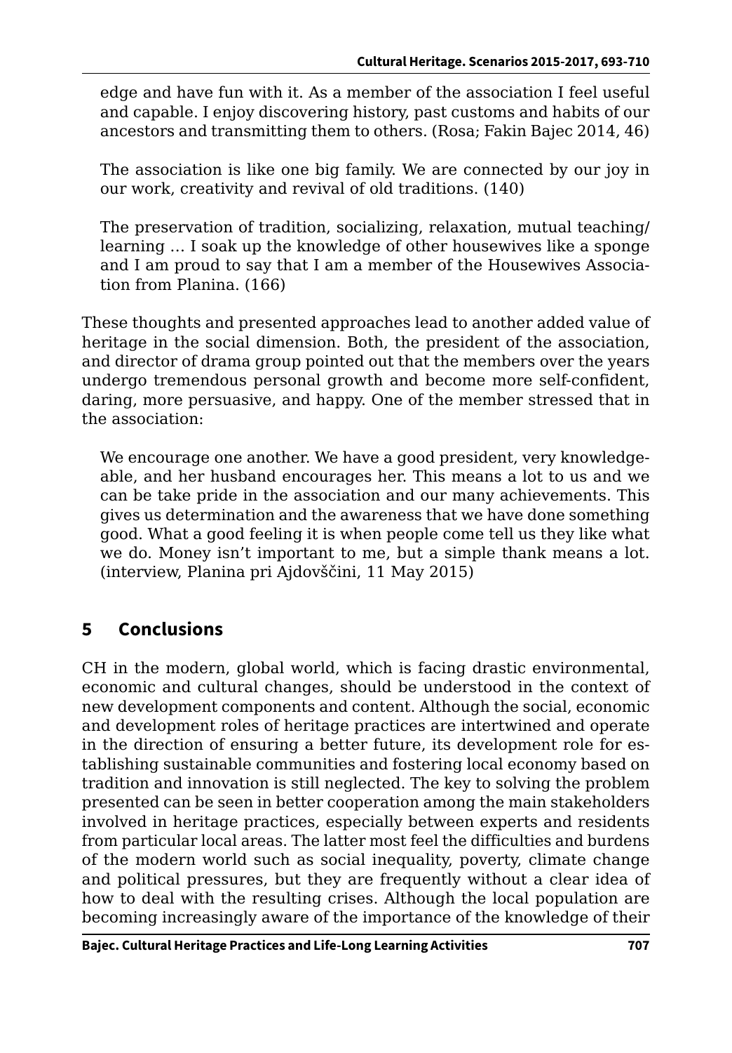> edge and have fun with it. As a member of the association I feel useful and capable. I enjoy discovering history, past customs and habits of our ancestors and transmitting them to others. (Rosa; Fakin Bajec 2014, 46)

> The association is like one big family. We are connected by our joy in our work, creativity and revival of old traditions. (140)

> The preservation of tradition, socializing, relaxation, mutual teaching/learning … I soak up the knowledge of other housewives like a sponge and I am proud to say that I am a member of the Housewives Association from Planina. (166)

These thoughts and presented approaches lead to another added value of heritage in the social dimension. Both, the president of the association, and director of drama group pointed out that the members over the years undergo tremendous personal growth and become more self-confident, daring, more persuasive, and happy. One of the member stressed that in the association:

> We encourage one another. We have a good president, very knowledgeable, and her husband encourages her. This means a lot to us and we can be take pride in the association and our many achievements. This gives us determination and the awareness that we have done something good. What a good feeling it is when people come tell us they like what we do. Money isn't important to me, but a simple thank means a lot. (interview, Planina pri Ajdovščini, 11 May 2015)

## 5 Conclusions

CH in the modern, global world, which is facing drastic environmental, economic and cultural changes, should be understood in the context of new development components and content. Although the social, economic and development roles of heritage practices are intertwined and operate in the direction of ensuring a better future, its development role for establishing sustainable communities and fostering local economy based on tradition and innovation is still neglected. The key to solving the problem presented can be seen in better cooperation among the main stakeholders involved in heritage practices, especially between experts and residents from particular local areas. The latter most feel the difficulties and burdens of the modern world such as social inequality, poverty, climate change and political pressures, but they are frequently without a clear idea of how to deal with the resulting crises. Although the local population are becoming increasingly aware of the importance of the knowledge of their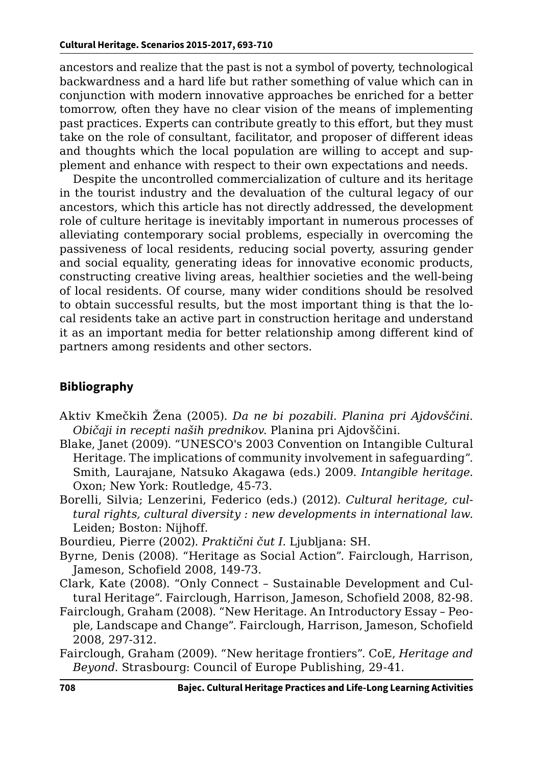ancestors and realize that the past is not a symbol of poverty, technological backwardness and a hard life but rather something of value which can in conjunction with modern innovative approaches be enriched for a better tomorrow, often they have no clear vision of the means of implementing past practices. Experts can contribute greatly to this effort, but they must take on the role of consultant, facilitator, and proposer of different ideas and thoughts which the local population are willing to accept and supplement and enhance with respect to their own expectations and needs.

Despite the uncontrolled commercialization of culture and its heritage in the tourist industry and the devaluation of the cultural legacy of our ancestors, which this article has not directly addressed, the development role of culture heritage is inevitably important in numerous processes of alleviating contemporary social problems, especially in overcoming the passiveness of local residents, reducing social poverty, assuring gender and social equality, generating ideas for innovative economic products, constructing creative living areas, healthier societies and the well-being of local residents. Of course, many wider conditions should be resolved to obtain successful results, but the most important thing is that the local residents take an active part in construction heritage and understand it as an important media for better relationship among different kind of partners among residents and other sectors.

## Bibliography

Aktiv Kmečkih Žena (2005). *Da ne bi pozabili. Planina pri Ajdovščini. Običaji in recepti naših prednikov*. Planina pri Ajdovščini.

Blake, Janet (2009). "UNESCO's 2003 Convention on Intangible Cultural Heritage. The implications of community involvement in safeguarding". Smith, Laurajane, Natsuko Akagawa (eds.) 2009. *Intangible heritage.* Oxon; New York: Routledge, 45-73.

Borelli, Silvia; Lenzerini, Federico (eds.) (2012). *Cultural heritage, cultural rights, cultural diversity : new developments in international law*. Leiden; Boston: Nijhoff.

Bourdieu, Pierre (2002). *Praktični čut I*. Ljubljana: SH.

Byrne, Denis (2008). "Heritage as Social Action". Fairclough, Harrison, Jameson, Schofield 2008, 149-73.

Clark, Kate (2008). "Only Connect – Sustainable Development and Cultural Heritage". Fairclough, Harrison, Jameson, Schofield 2008, 82-98.

Fairclough, Graham (2008). "New Heritage. An Introductory Essay – People, Landscape and Change". Fairclough, Harrison, Jameson, Schofield 2008, 297-312.

Fairclough, Graham (2009). "New heritage frontiers". CoE, *Heritage and Beyond*. Strasbourg: Council of Europe Publishing, 29-41.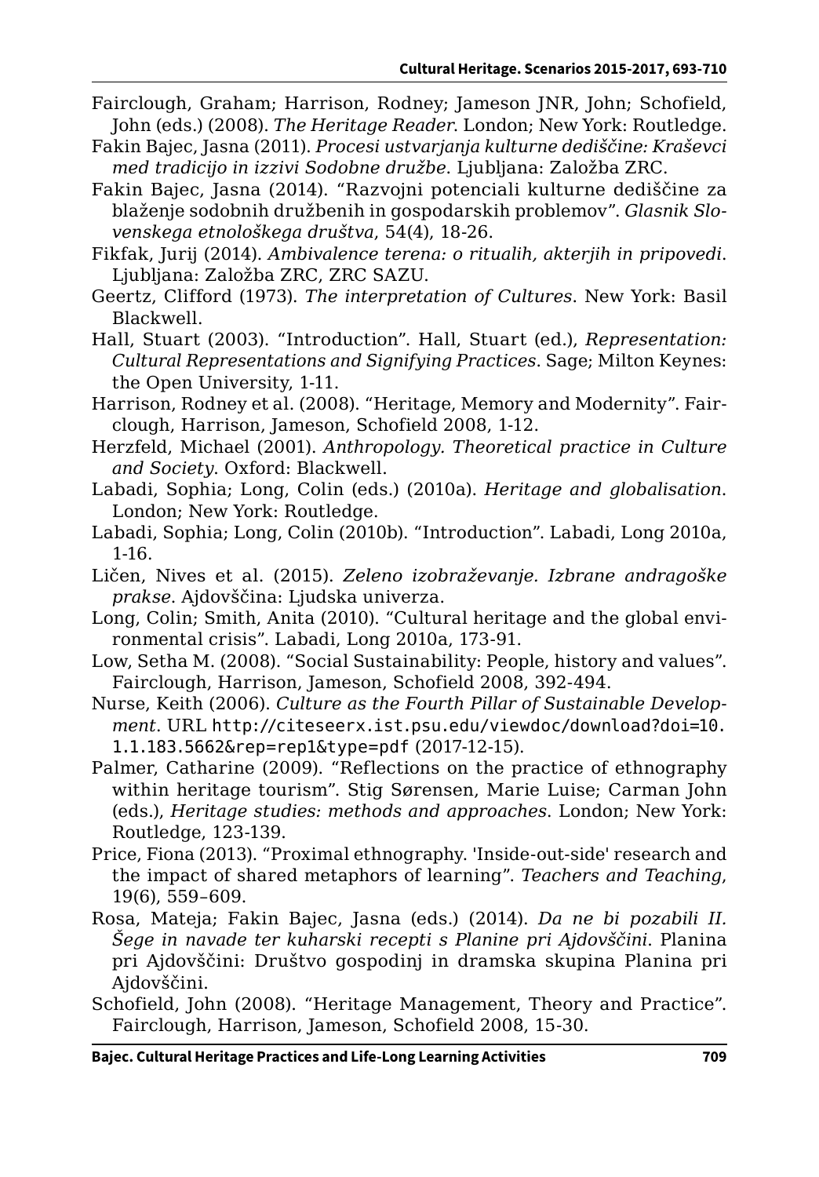Fairclough, Graham; Harrison, Rodney; Jameson JNR, John; Schofield, John (eds.) (2008). *The Heritage Reader*. London; New York: Routledge.

Fakin Bajec, Jasna (2011). *Procesi ustvarjanja kulturne dediščine: Kraševci med tradicijo in izzivi Sodobne družbe*. Ljubljana: Založba ZRC.

Fakin Bajec, Jasna (2014). "Razvojni potenciali kulturne dediščine za blaženje sodobnih družbenih in gospodarskih problemov". *Glasnik Slovenskega etnološkega društva*, 54(4), 18-26.

Fikfak, Jurij (2014). *Ambivalence terena: o ritualih, akterjih in pripovedi*. Ljubljana: Založba ZRC, ZRC SAZU.

Geertz, Clifford (1973). *The interpretation of Cultures*. New York: Basil Blackwell.

Hall, Stuart (2003). "Introduction". Hall, Stuart (ed.), *Representation: Cultural Representations and Signifying Practices*. Sage; Milton Keynes: the Open University, 1-11.

Harrison, Rodney et al. (2008). "Heritage, Memory and Modernity". Fairclough, Harrison, Jameson, Schofield 2008, 1-12.

Herzfeld, Michael (2001). *Anthropology. Theoretical practice in Culture and Society*. Oxford: Blackwell.

Labadi, Sophia; Long, Colin (eds.) (2010a). *Heritage and globalisation*. London; New York: Routledge.

Labadi, Sophia; Long, Colin (2010b). "Introduction". Labadi, Long 2010a, 1-16.

Ličen, Nives et al. (2015). *Zeleno izobraževanje. Izbrane andragoške prakse*. Ajdovščina: Ljudska univerza.

Long, Colin; Smith, Anita (2010). "Cultural heritage and the global environmental crisis". Labadi, Long 2010a, 173-91.

Low, Setha M. (2008). "Social Sustainability: People, history and values". Fairclough, Harrison, Jameson, Schofield 2008, 392-494.

Nurse, Keith (2006). *Culture as the Fourth Pillar of Sustainable Development*. URL http://citeseerx.ist.psu.edu/viewdoc/download?doi=10.1.1.183.5662&rep=rep1&type=pdf (2017-12-15).

Palmer, Catharine (2009). "Reflections on the practice of ethnography within heritage tourism". Stig Sørensen, Marie Luise; Carman John (eds.), *Heritage studies: methods and approaches*. London; New York: Routledge, 123-139.

Price, Fiona (2013). "Proximal ethnography. 'Inside-out-side' research and the impact of shared metaphors of learning". *Teachers and Teaching*, 19(6), 559–609.

Rosa, Mateja; Fakin Bajec, Jasna (eds.) (2014). *Da ne bi pozabili II. Šege in navade ter kuharski recepti s Planine pri Ajdovščini*. Planina pri Ajdovščini: Društvo gospodinj in dramska skupina Planina pri Ajdovščini.

Schofield, John (2008). "Heritage Management, Theory and Practice". Fairclough, Harrison, Jameson, Schofield 2008, 15-30.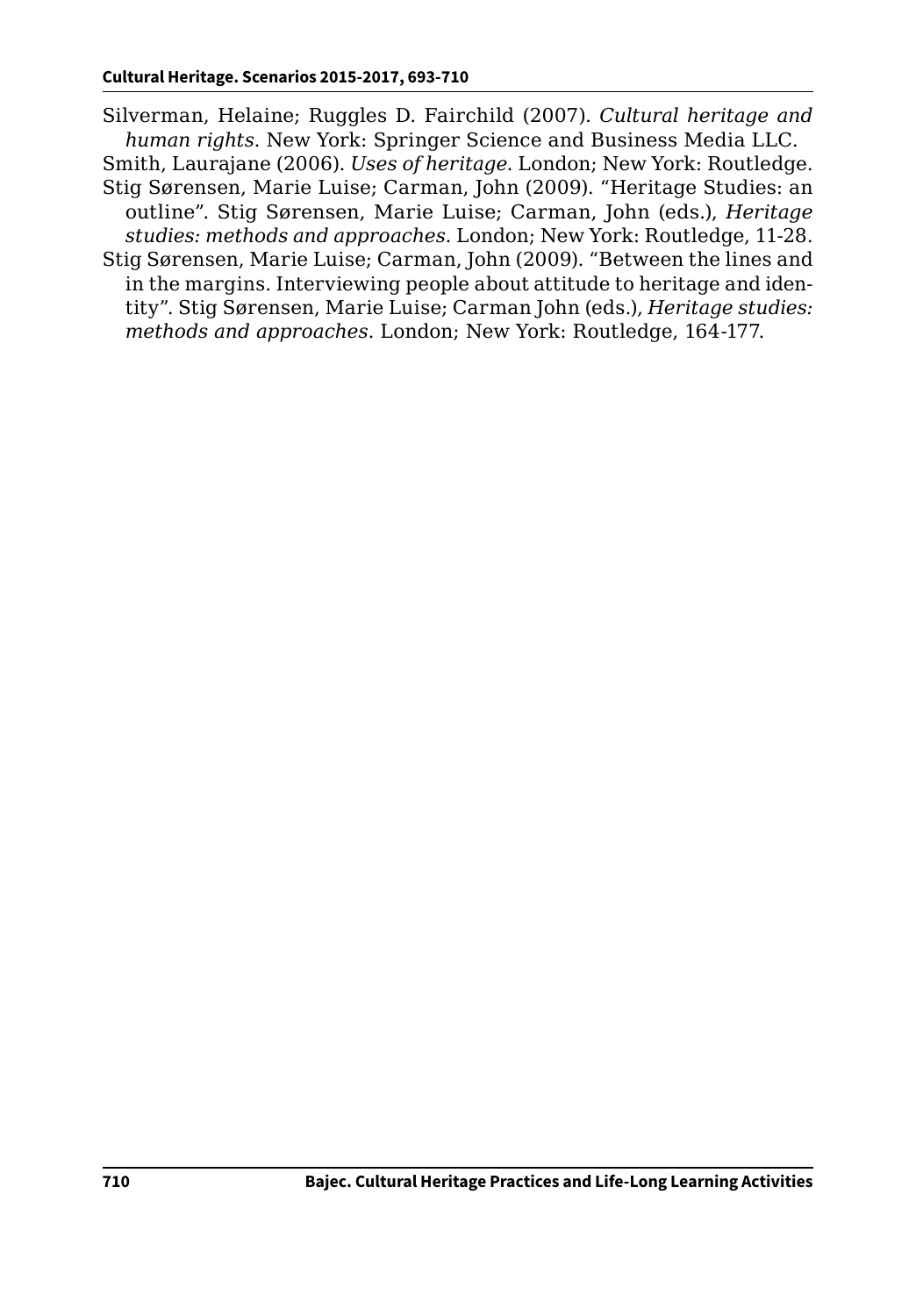Silverman, Helaine; Ruggles D. Fairchild (2007). *Cultural heritage and human rights*. New York: Springer Science and Business Media LLC.

Smith, Laurajane (2006). *Uses of heritage*. London; New York: Routledge.

Stig Sørensen, Marie Luise; Carman, John (2009). "Heritage Studies: an outline". Stig Sørensen, Marie Luise; Carman, John (eds.), *Heritage studies: methods and approaches*. London; New York: Routledge, 11-28.

Stig Sørensen, Marie Luise; Carman, John (2009). "Between the lines and in the margins. Interviewing people about attitude to heritage and identity". Stig Sørensen, Marie Luise; Carman John (eds.), *Heritage studies: methods and approaches*. London; New York: Routledge, 164-177.